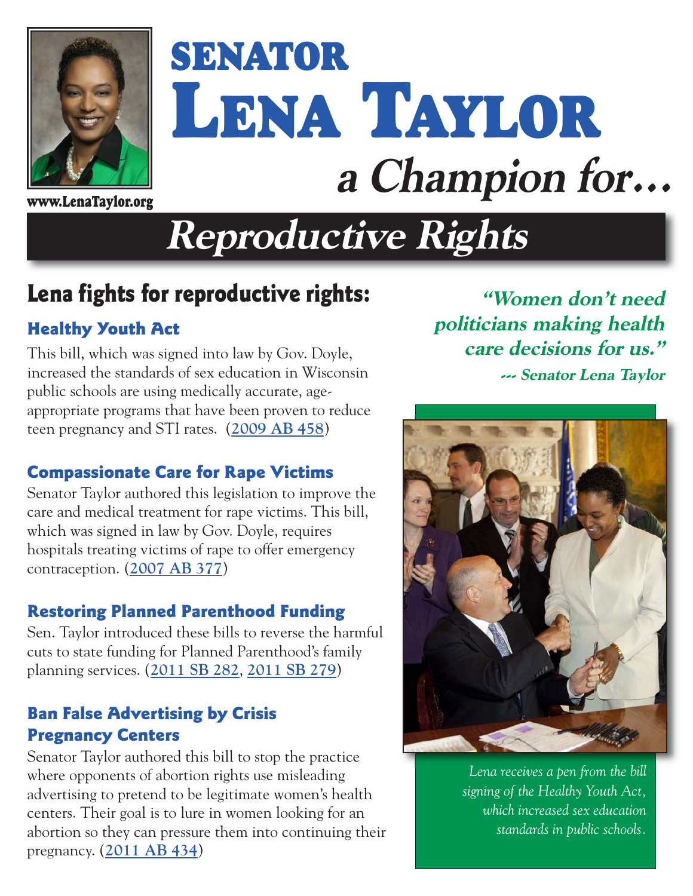www.LenaTaylor.org

# SENATOR LENA TAYLOR

## a Champion for…

# Reproductive Rights

## Lena fights for reproductive rights:

### Healthy Youth Act

This bill, which was signed into law by Gov. Doyle, increased the standards of sex education in Wisconsin public schools are using medically accurate, age-appropriate programs that have been proven to reduce teen pregnancy and STI rates. ([2009 AB 458](#))

### Compassionate Care for Rape Victims

Senator Taylor authored this legislation to improve the care and medical treatment for rape victims. This bill, which was signed in law by Gov. Doyle, requires hospitals treating victims of rape to offer emergency contraception. ([2007 AB 377](#))

### Restoring Planned Parenthood Funding

Sen. Taylor introduced these bills to reverse the harmful cuts to state funding for Planned Parenthood's family planning services. ([2011 SB 282](#), [2011 SB 279](#))

### Ban False Advertising by Crisis Pregnancy Centers

Senator Taylor authored this bill to stop the practice where opponents of abortion rights use misleading advertising to pretend to be legitimate women's health centers. Their goal is to lure in women looking for an abortion so they can pressure them into continuing their pregnancy. ([2011 AB 434](#))

***"Women don't need politicians making health care decisions for us."***

***--- Senator Lena Taylor***

*Lena receives a pen from the bill signing of the Healthy Youth Act, which increased sex education standards in public schools.*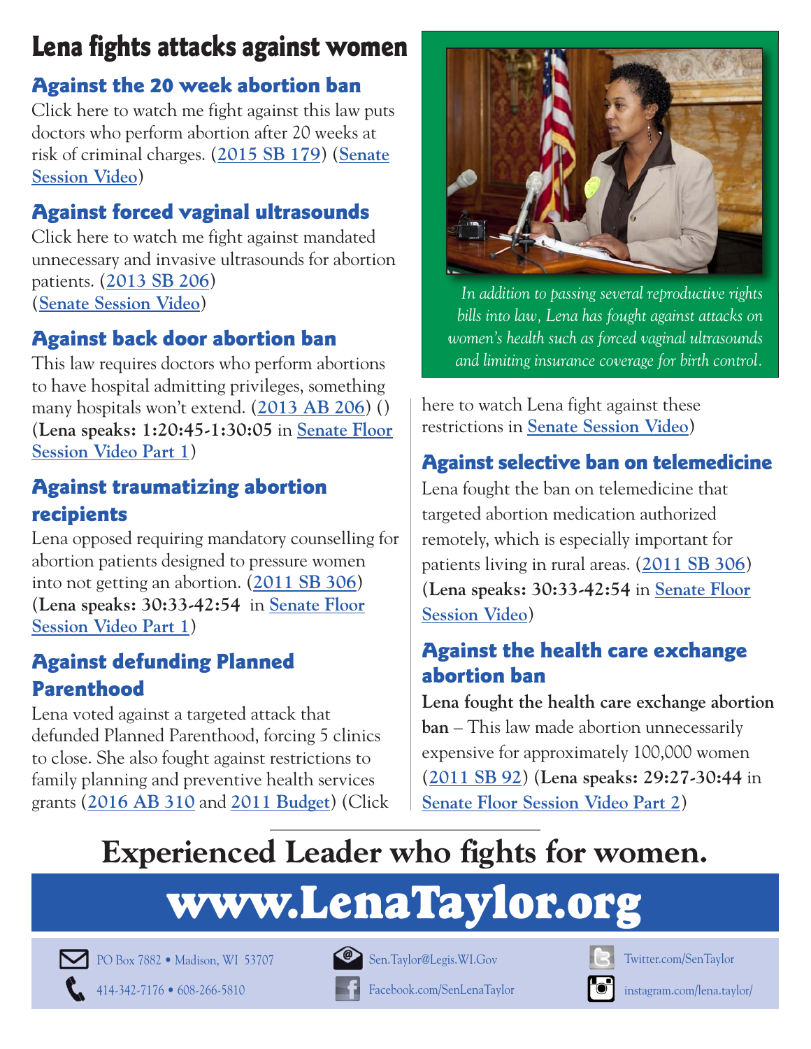# Lena fights attacks against women

## Against the 20 week abortion ban

Click here to watch me fight against this law puts doctors who perform abortion after 20 weeks at risk of criminal charges. (2015 SB 179) (Senate Session Video)

## Against forced vaginal ultrasounds

Click here to watch me fight against mandated unnecessary and invasive ultrasounds for abortion patients. (2013 SB 206) (Senate Session Video)

## Against back door abortion ban

This law requires doctors who perform abortions to have hospital admitting privileges, something many hospitals won't extend. (2013 AB 206) () (**Lena speaks: 1:20:45-1:30:05** in Senate Floor Session Video Part 1)

## Against traumatizing abortion recipients

Lena opposed requiring mandatory counselling for abortion patients designed to pressure women into not getting an abortion. (2011 SB 306) (**Lena speaks: 30:33-42:54** in Senate Floor Session Video Part 1)

## Against defunding Planned Parenthood

Lena voted against a targeted attack that defunded Planned Parenthood, forcing 5 clinics to close. She also fought against restrictions to family planning and preventive health services grants (2016 AB 310 and 2011 Budget) (Click here to watch Lena fight against these restrictions in Senate Session Video)

*In addition to passing several reproductive rights bills into law, Lena has fought against attacks on women's health such as forced vaginal ultrasounds and limiting insurance coverage for birth control.*

## Against selective ban on telemedicine

Lena fought the ban on telemedicine that targeted abortion medication authorized remotely, which is especially important for patients living in rural areas. (2011 SB 306) (**Lena speaks: 30:33-42:54** in Senate Floor Session Video)

## Against the health care exchange abortion ban

**Lena fought the health care exchange abortion ban** – This law made abortion unnecessarily expensive for approximately 100,000 women (2011 SB 92) (**Lena speaks: 29:27-30:44** in Senate Floor Session Video Part 2)

# Experienced Leader who fights for women.

# www.LenaTaylor.org

PO Box 7882 • Madison, WI 53707

414-342-7176 • 608-266-5810

Sen.Taylor@Legis.WI.Gov

Facebook.com/SenLenaTaylor

Twitter.com/SenTaylor

instagram.com/lena.taylor/